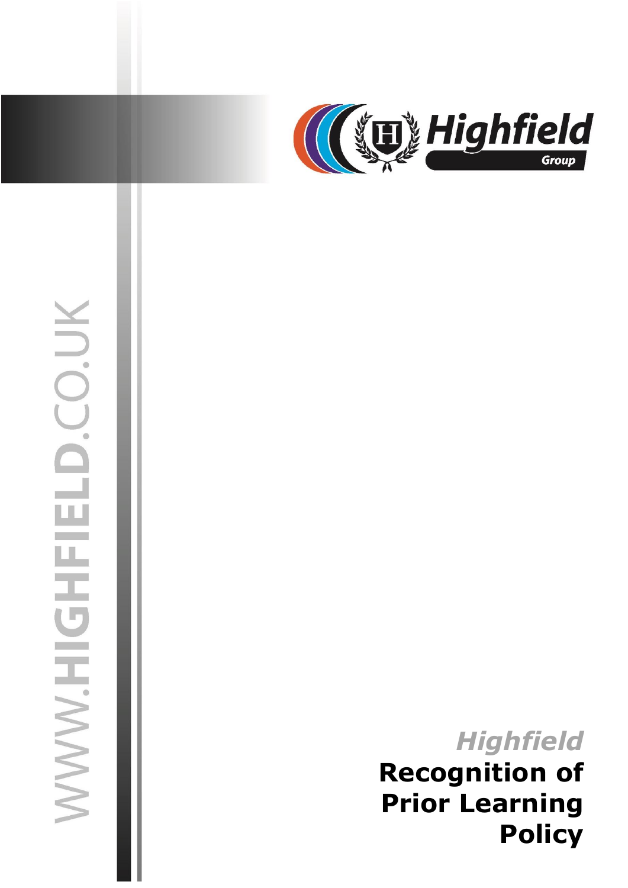WWW.HIGHFIELD.CO.UK

Highfield Group

*Highfield*

# Recognition of Prior Learning Policy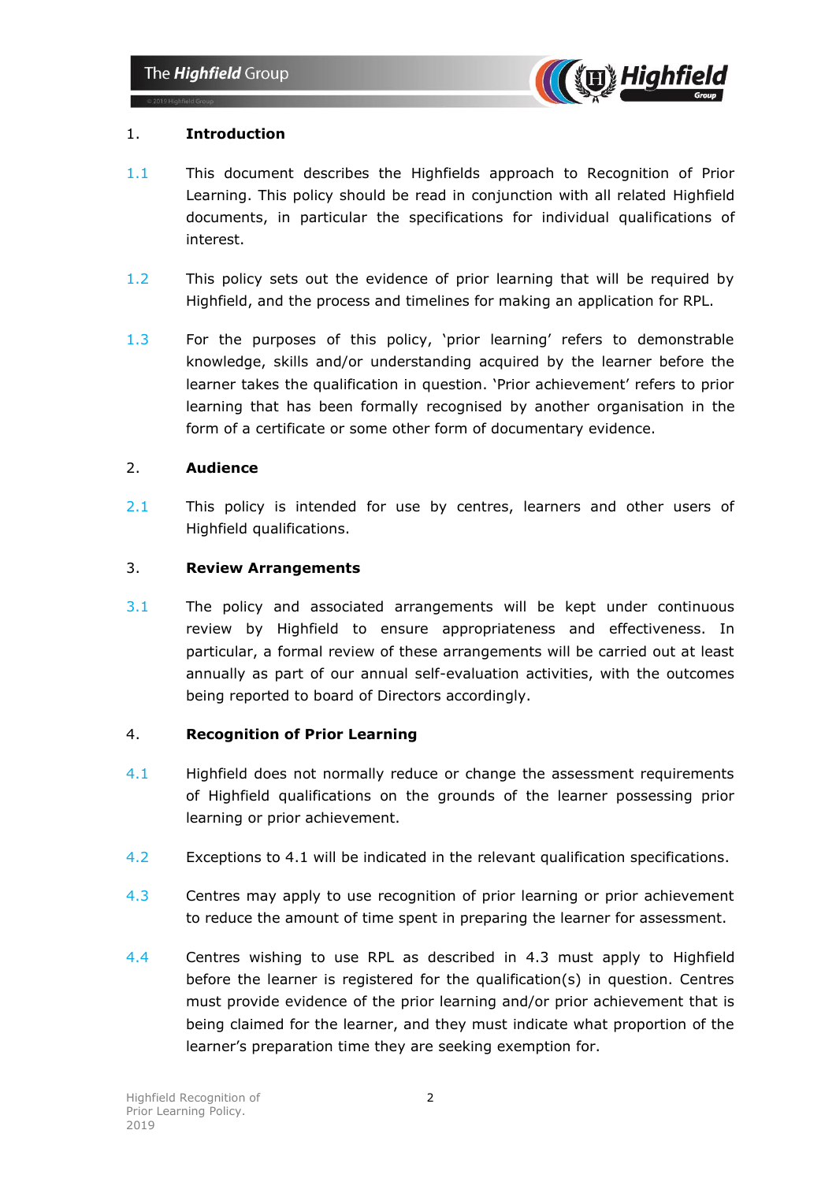## 1. Introduction

1.1 This document describes the Highfields approach to Recognition of Prior Learning. This policy should be read in conjunction with all related Highfield documents, in particular the specifications for individual qualifications of interest.

1.2 This policy sets out the evidence of prior learning that will be required by Highfield, and the process and timelines for making an application for RPL.

1.3 For the purposes of this policy, 'prior learning' refers to demonstrable knowledge, skills and/or understanding acquired by the learner before the learner takes the qualification in question. 'Prior achievement' refers to prior learning that has been formally recognised by another organisation in the form of a certificate or some other form of documentary evidence.

## 2. Audience

2.1 This policy is intended for use by centres, learners and other users of Highfield qualifications.

## 3. Review Arrangements

3.1 The policy and associated arrangements will be kept under continuous review by Highfield to ensure appropriateness and effectiveness. In particular, a formal review of these arrangements will be carried out at least annually as part of our annual self-evaluation activities, with the outcomes being reported to board of Directors accordingly.

## 4. Recognition of Prior Learning

4.1 Highfield does not normally reduce or change the assessment requirements of Highfield qualifications on the grounds of the learner possessing prior learning or prior achievement.

4.2 Exceptions to 4.1 will be indicated in the relevant qualification specifications.

4.3 Centres may apply to use recognition of prior learning or prior achievement to reduce the amount of time spent in preparing the learner for assessment.

4.4 Centres wishing to use RPL as described in 4.3 must apply to Highfield before the learner is registered for the qualification(s) in question. Centres must provide evidence of the prior learning and/or prior achievement that is being claimed for the learner, and they must indicate what proportion of the learner's preparation time they are seeking exemption for.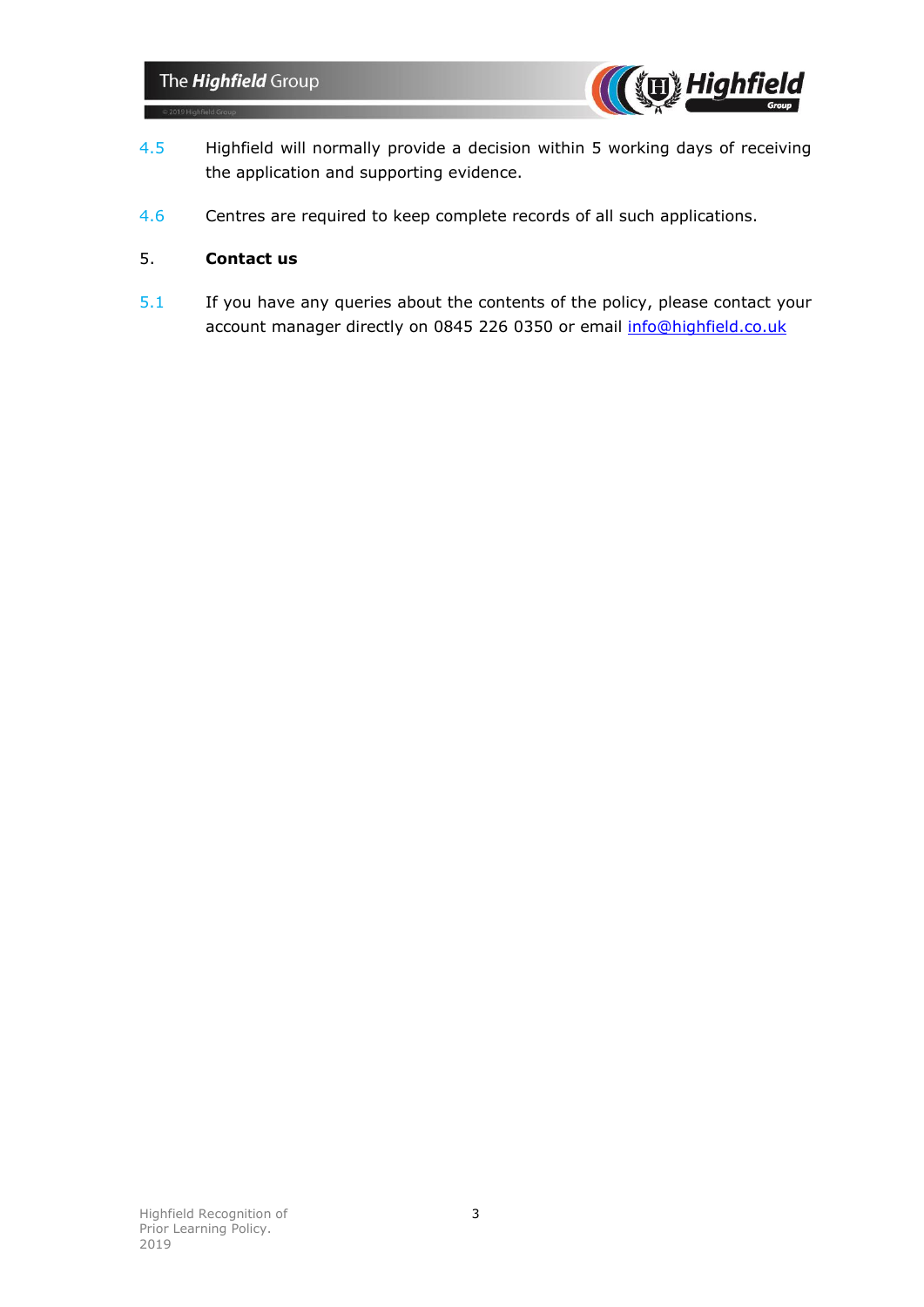4.5 Highfield will normally provide a decision within 5 working days of receiving the application and supporting evidence.

4.6 Centres are required to keep complete records of all such applications.

## 5. Contact us

5.1 If you have any queries about the contents of the policy, please contact your account manager directly on 0845 226 0350 or email info@highfield.co.uk